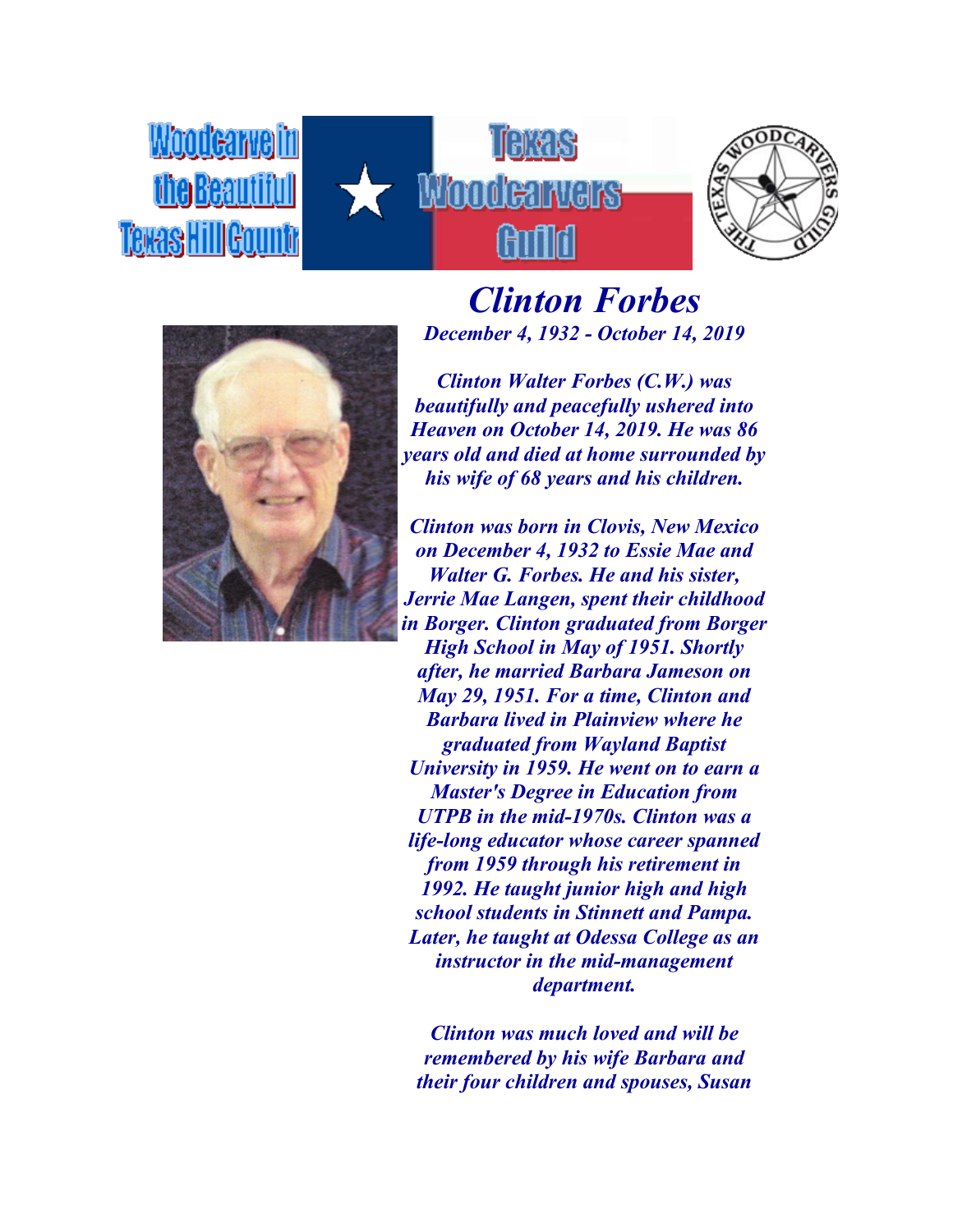Woodcarve in the Beautiful Texas Hill Country

Texas Woodcarvers Guild

# *Clinton Forbes*

***December 4, 1932 - October 14, 2019***

***Clinton Walter Forbes (C.W.) was beautifully and peacefully ushered into Heaven on October 14, 2019. He was 86 years old and died at home surrounded by his wife of 68 years and his children.***

***Clinton was born in Clovis, New Mexico on December 4, 1932 to Essie Mae and Walter G. Forbes. He and his sister, Jerrie Mae Langen, spent their childhood in Borger. Clinton graduated from Borger High School in May of 1951. Shortly after, he married Barbara Jameson on May 29, 1951. For a time, Clinton and Barbara lived in Plainview where he graduated from Wayland Baptist University in 1959. He went on to earn a Master's Degree in Education from UTPB in the mid-1970s. Clinton was a life-long educator whose career spanned from 1959 through his retirement in 1992. He taught junior high and high school students in Stinnett and Pampa. Later, he taught at Odessa College as an instructor in the mid-management department.***

***Clinton was much loved and will be remembered by his wife Barbara and their four children and spouses, Susan***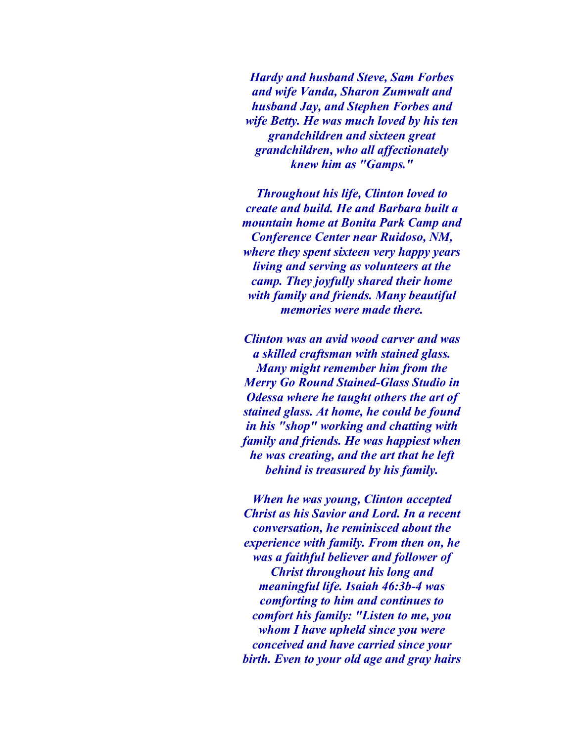*Hardy and husband Steve, Sam Forbes and wife Vanda, Sharon Zumwalt and husband Jay, and Stephen Forbes and wife Betty. He was much loved by his ten grandchildren and sixteen great grandchildren, who all affectionately knew him as "Gamps."*

*Throughout his life, Clinton loved to create and build. He and Barbara built a mountain home at Bonita Park Camp and Conference Center near Ruidoso, NM, where they spent sixteen very happy years living and serving as volunteers at the camp. They joyfully shared their home with family and friends. Many beautiful memories were made there.*

*Clinton was an avid wood carver and was a skilled craftsman with stained glass. Many might remember him from the Merry Go Round Stained-Glass Studio in Odessa where he taught others the art of stained glass. At home, he could be found in his "shop" working and chatting with family and friends. He was happiest when he was creating, and the art that he left behind is treasured by his family.*

*When he was young, Clinton accepted Christ as his Savior and Lord. In a recent conversation, he reminisced about the experience with family. From then on, he was a faithful believer and follower of Christ throughout his long and meaningful life. Isaiah 46:3b-4 was comforting to him and continues to comfort his family: "Listen to me, you whom I have upheld since you were conceived and have carried since your birth. Even to your old age and gray hairs*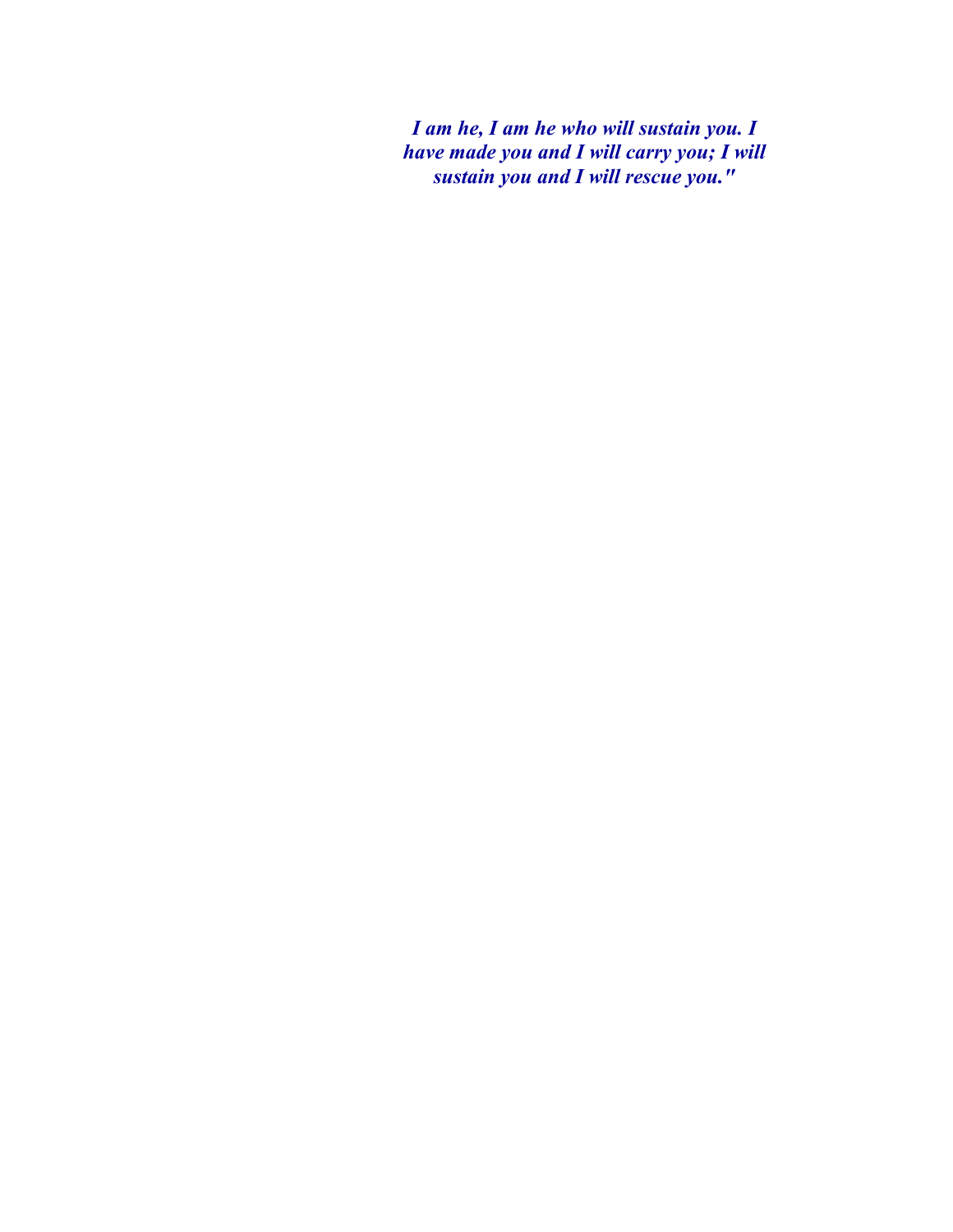***I am he, I am he who will sustain you. I have made you and I will carry you; I will sustain you and I will rescue you."***